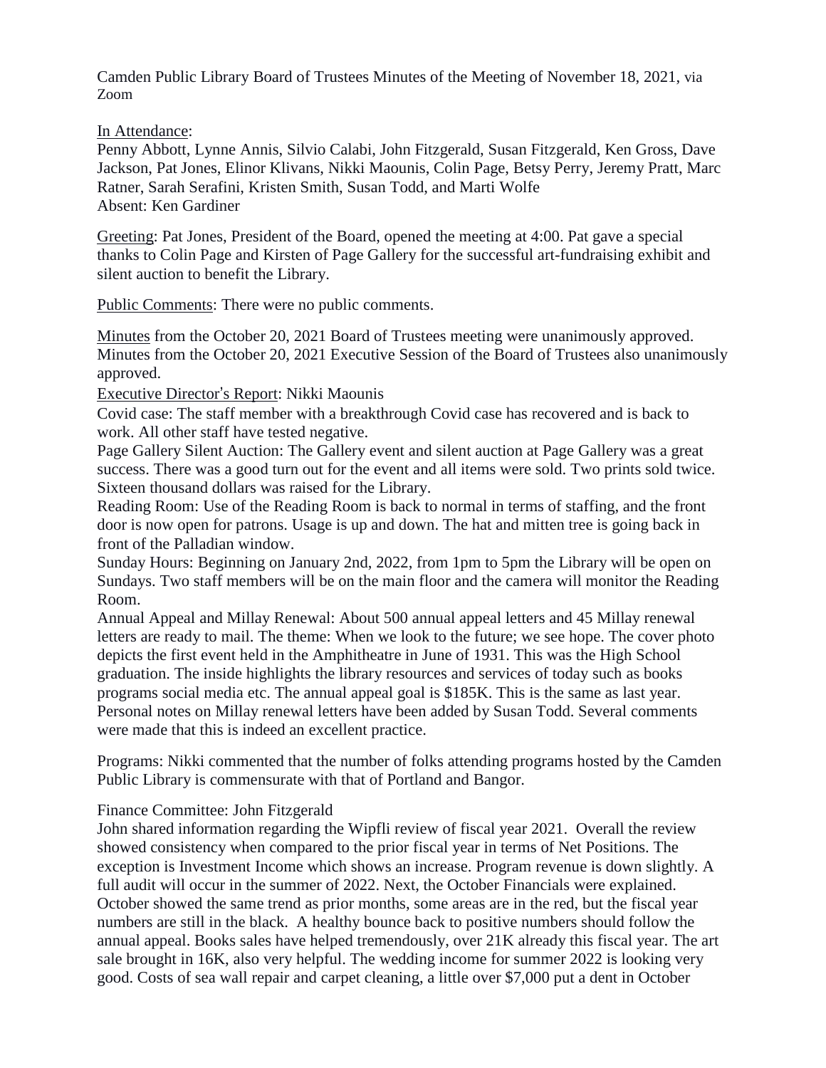Camden Public Library Board of Trustees Minutes of the Meeting of November 18, 2021, via Zoom

<u>In Attendance</u>:
Penny Abbott, Lynne Annis, Silvio Calabi, John Fitzgerald, Susan Fitzgerald, Ken Gross, Dave Jackson, Pat Jones, Elinor Klivans, Nikki Maounis, Colin Page, Betsy Perry, Jeremy Pratt, Marc Ratner, Sarah Serafini, Kristen Smith, Susan Todd, and Marti Wolfe
Absent: Ken Gardiner

<u>Greeting</u>: Pat Jones, President of the Board, opened the meeting at 4:00. Pat gave a special thanks to Colin Page and Kirsten of Page Gallery for the successful art-fundraising exhibit and silent auction to benefit the Library.

<u>Public Comments</u>: There were no public comments.

<u>Minutes</u> from the October 20, 2021 Board of Trustees meeting were unanimously approved. Minutes from the October 20, 2021 Executive Session of the Board of Trustees also unanimously approved.

<u>Executive Director's Report</u>: Nikki Maounis

Covid case: The staff member with a breakthrough Covid case has recovered and is back to work. All other staff have tested negative.

Page Gallery Silent Auction: The Gallery event and silent auction at Page Gallery was a great success. There was a good turn out for the event and all items were sold. Two prints sold twice. Sixteen thousand dollars was raised for the Library.

Reading Room: Use of the Reading Room is back to normal in terms of staffing, and the front door is now open for patrons. Usage is up and down. The hat and mitten tree is going back in front of the Palladian window.

Sunday Hours: Beginning on January 2nd, 2022, from 1pm to 5pm the Library will be open on Sundays. Two staff members will be on the main floor and the camera will monitor the Reading Room.

Annual Appeal and Millay Renewal: About 500 annual appeal letters and 45 Millay renewal letters are ready to mail. The theme: When we look to the future; we see hope. The cover photo depicts the first event held in the Amphitheatre in June of 1931. This was the High School graduation. The inside highlights the library resources and services of today such as books programs social media etc. The annual appeal goal is $185K. This is the same as last year. Personal notes on Millay renewal letters have been added by Susan Todd. Several comments were made that this is indeed an excellent practice.

Programs: Nikki commented that the number of folks attending programs hosted by the Camden Public Library is commensurate with that of Portland and Bangor.

Finance Committee: John Fitzgerald

John shared information regarding the Wipfli review of fiscal year 2021. Overall the review showed consistency when compared to the prior fiscal year in terms of Net Positions. The exception is Investment Income which shows an increase. Program revenue is down slightly. A full audit will occur in the summer of 2022. Next, the October Financials were explained. October showed the same trend as prior months, some areas are in the red, but the fiscal year numbers are still in the black. A healthy bounce back to positive numbers should follow the annual appeal. Books sales have helped tremendously, over 21K already this fiscal year. The art sale brought in 16K, also very helpful. The wedding income for summer 2022 is looking very good. Costs of sea wall repair and carpet cleaning, a little over $7,000 put a dent in October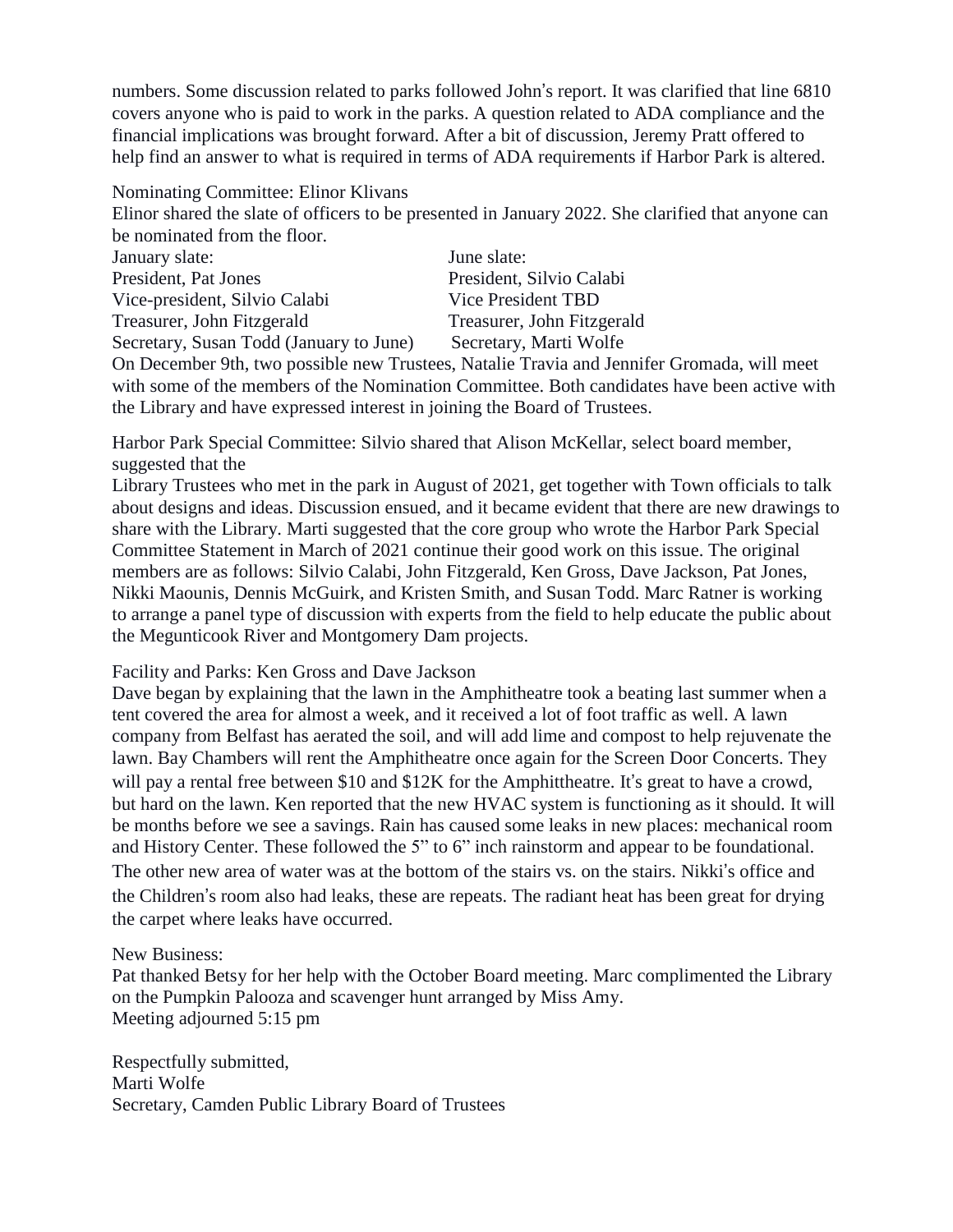numbers. Some discussion related to parks followed John's report. It was clarified that line 6810 covers anyone who is paid to work in the parks. A question related to ADA compliance and the financial implications was brought forward. After a bit of discussion, Jeremy Pratt offered to help find an answer to what is required in terms of ADA requirements if Harbor Park is altered.

Nominating Committee: Elinor Klivans

Elinor shared the slate of officers to be presented in January 2022. She clarified that anyone can be nominated from the floor.

| | |
|---|---|
| January slate: | June slate: |
| President, Pat Jones | President, Silvio Calabi |
| Vice-president, Silvio Calabi | Vice President TBD |
| Treasurer, John Fitzgerald | Treasurer, John Fitzgerald |
| Secretary, Susan Todd (January to June) | Secretary, Marti Wolfe |

On December 9th, two possible new Trustees, Natalie Travia and Jennifer Gromada, will meet with some of the members of the Nomination Committee. Both candidates have been active with the Library and have expressed interest in joining the Board of Trustees.

Harbor Park Special Committee: Silvio shared that Alison McKellar, select board member, suggested that the

Library Trustees who met in the park in August of 2021, get together with Town officials to talk about designs and ideas. Discussion ensued, and it became evident that there are new drawings to share with the Library. Marti suggested that the core group who wrote the Harbor Park Special Committee Statement in March of 2021 continue their good work on this issue. The original members are as follows: Silvio Calabi, John Fitzgerald, Ken Gross, Dave Jackson, Pat Jones, Nikki Maounis, Dennis McGuirk, and Kristen Smith, and Susan Todd. Marc Ratner is working to arrange a panel type of discussion with experts from the field to help educate the public about the Megunticook River and Montgomery Dam projects.

Facility and Parks: Ken Gross and Dave Jackson

Dave began by explaining that the lawn in the Amphitheatre took a beating last summer when a tent covered the area for almost a week, and it received a lot of foot traffic as well. A lawn company from Belfast has aerated the soil, and will add lime and compost to help rejuvenate the lawn. Bay Chambers will rent the Amphitheatre once again for the Screen Door Concerts. They will pay a rental free between $10 and $12K for the Amphittheatre. It's great to have a crowd, but hard on the lawn. Ken reported that the new HVAC system is functioning as it should. It will be months before we see a savings. Rain has caused some leaks in new places: mechanical room and History Center. These followed the 5" to 6" inch rainstorm and appear to be foundational. The other new area of water was at the bottom of the stairs vs. on the stairs. Nikki's office and the Children's room also had leaks, these are repeats. The radiant heat has been great for drying the carpet where leaks have occurred.

New Business:

Pat thanked Betsy for her help with the October Board meeting. Marc complimented the Library on the Pumpkin Palooza and scavenger hunt arranged by Miss Amy.

Meeting adjourned 5:15 pm

Respectfully submitted,
Marti Wolfe
Secretary, Camden Public Library Board of Trustees